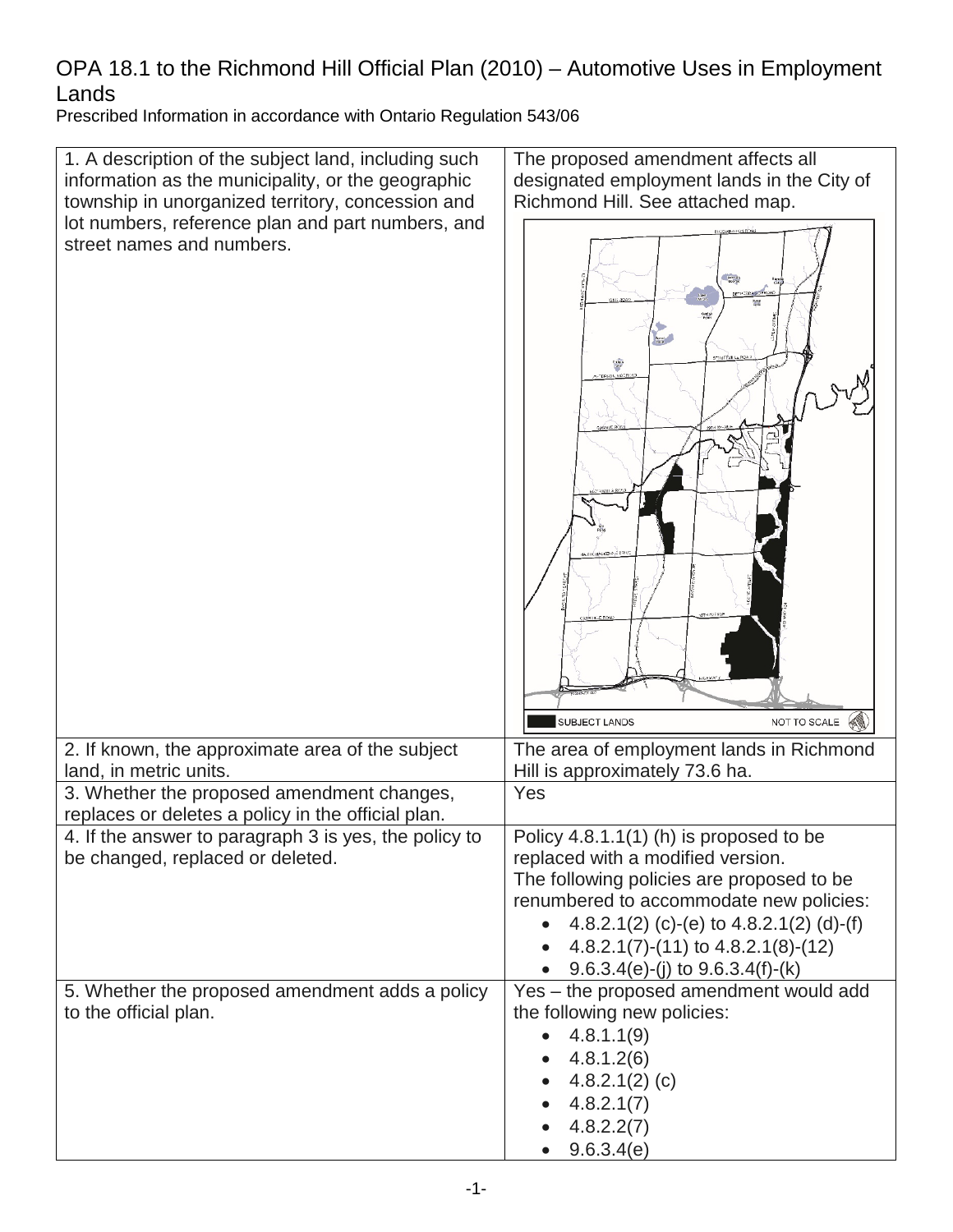# OPA 18.1 to the Richmond Hill Official Plan (2010) – Automotive Uses in Employment Lands

Prescribed Information in accordance with Ontario Regulation 543/06

| | |
|---|---|
| 1. A description of the subject land, including such information as the municipality, or the geographic township in unorganized territory, concession and lot numbers, reference plan and part numbers, and street names and numbers. | The proposed amendment affects all designated employment lands in the City of Richmond Hill. See attached map. |
| 2. If known, the approximate area of the subject land, in metric units. | The area of employment lands in Richmond Hill is approximately 73.6 ha. |
| 3. Whether the proposed amendment changes, replaces or deletes a policy in the official plan. | Yes |
| 4. If the answer to paragraph 3 is yes, the policy to be changed, replaced or deleted. | Policy 4.8.1.1(1) (h) is proposed to be replaced with a modified version. The following policies are proposed to be renumbered to accommodate new policies: <br>• 4.8.2.1(2) (c)-(e) to 4.8.2.1(2) (d)-(f) <br>• 4.8.2.1(7)-(11) to 4.8.2.1(8)-(12) <br>• 9.6.3.4(e)-(j) to 9.6.3.4(f)-(k) |
| 5. Whether the proposed amendment adds a policy to the official plan. | Yes – the proposed amendment would add the following new policies: <br>• 4.8.1.1(9) <br>• 4.8.1.2(6) <br>• 4.8.2.1(2) (c) <br>• 4.8.2.1(7) <br>• 4.8.2.2(7) <br>• 9.6.3.4(e) |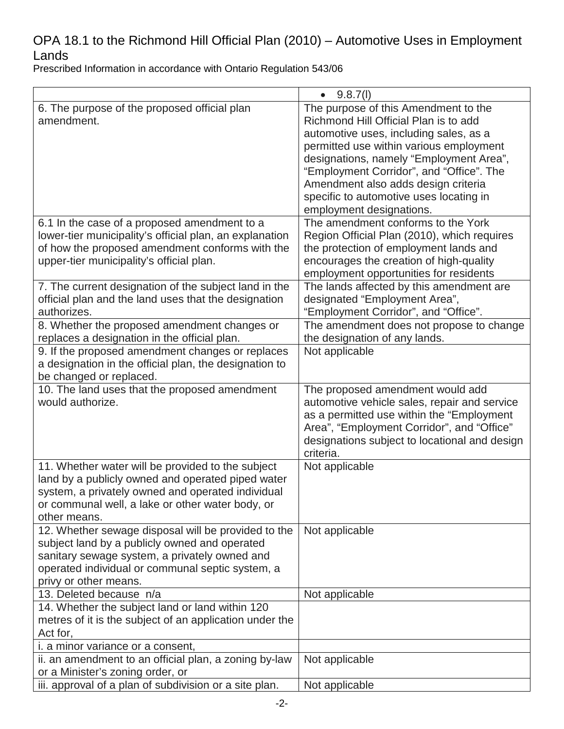# OPA 18.1 to the Richmond Hill Official Plan (2010) – Automotive Uses in Employment Lands

Prescribed Information in accordance with Ontario Regulation 543/06

| | |
|---|---|
| | • 9.8.7(l) |
| 6. The purpose of the proposed official plan amendment. | The purpose of this Amendment to the Richmond Hill Official Plan is to add automotive uses, including sales, as a permitted use within various employment designations, namely "Employment Area", "Employment Corridor", and "Office". The Amendment also adds design criteria specific to automotive uses locating in employment designations. |
| 6.1 In the case of a proposed amendment to a lower-tier municipality's official plan, an explanation of how the proposed amendment conforms with the upper-tier municipality's official plan. | The amendment conforms to the York Region Official Plan (2010), which requires the protection of employment lands and encourages the creation of high-quality employment opportunities for residents |
| 7. The current designation of the subject land in the official plan and the land uses that the designation authorizes. | The lands affected by this amendment are designated "Employment Area", "Employment Corridor", and "Office". |
| 8. Whether the proposed amendment changes or replaces a designation in the official plan. | The amendment does not propose to change the designation of any lands. |
| 9. If the proposed amendment changes or replaces a designation in the official plan, the designation to be changed or replaced. | Not applicable |
| 10. The land uses that the proposed amendment would authorize. | The proposed amendment would add automotive vehicle sales, repair and service as a permitted use within the "Employment Area", "Employment Corridor", and "Office" designations subject to locational and design criteria. |
| 11. Whether water will be provided to the subject land by a publicly owned and operated piped water system, a privately owned and operated individual or communal well, a lake or other water body, or other means. | Not applicable |
| 12. Whether sewage disposal will be provided to the subject land by a publicly owned and operated sanitary sewage system, a privately owned and operated individual or communal septic system, a privy or other means. | Not applicable |
| 13. Deleted because n/a | Not applicable |
| 14. Whether the subject land or land within 120 metres of it is the subject of an application under the Act for, | |
| i. a minor variance or a consent, | |
| ii. an amendment to an official plan, a zoning by-law or a Minister's zoning order, or | Not applicable |
| iii. approval of a plan of subdivision or a site plan. | Not applicable |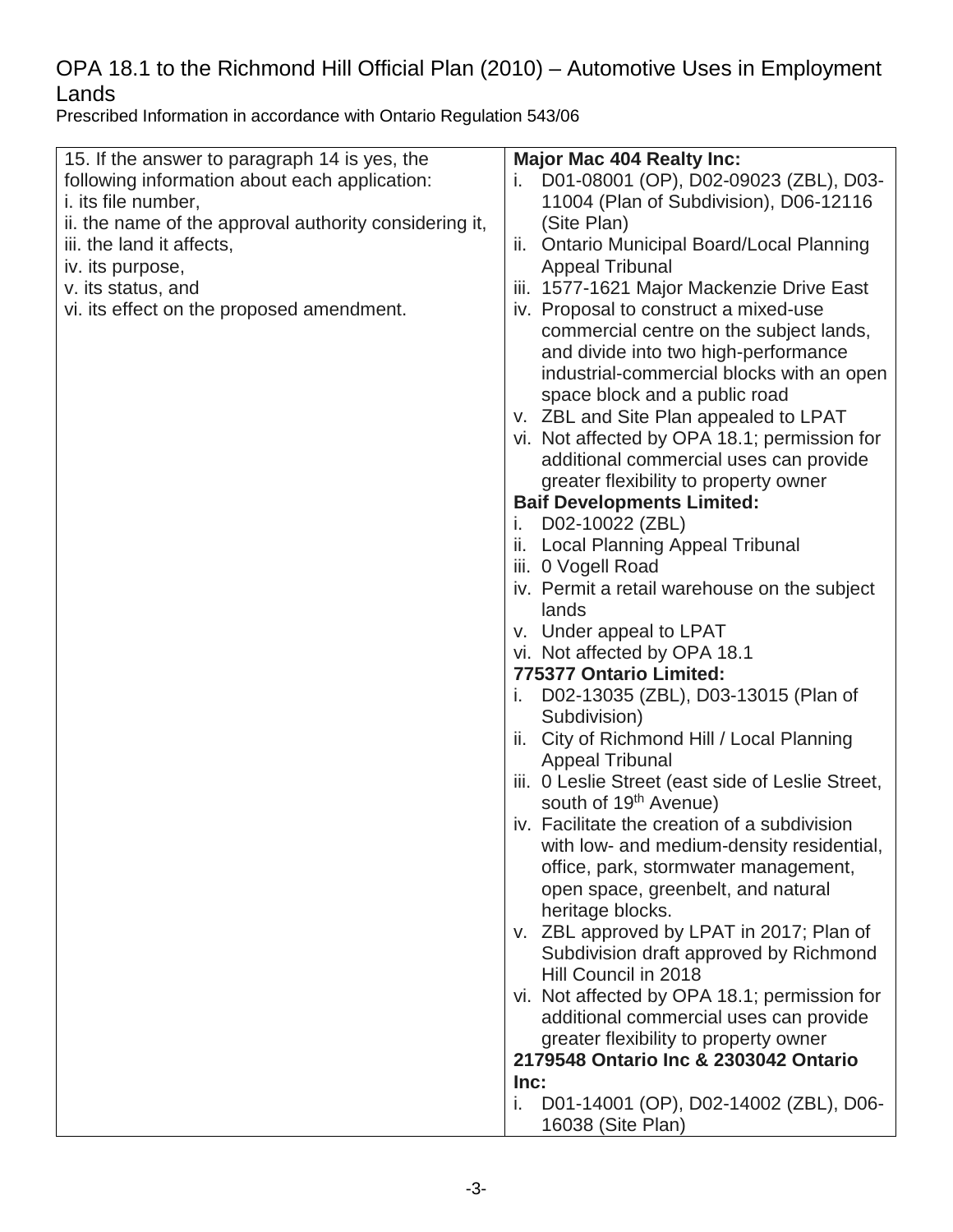# OPA 18.1 to the Richmond Hill Official Plan (2010) – Automotive Uses in Employment Lands

Prescribed Information in accordance with Ontario Regulation 543/06

| | |
|---|---|
| 15. If the answer to paragraph 14 is yes, the following information about each application:<br>i. its file number,<br>ii. the name of the approval authority considering it,<br>iii. the land it affects,<br>iv. its purpose,<br>v. its status, and<br>vi. its effect on the proposed amendment. | **Major Mac 404 Realty Inc:**<br>i. D01-08001 (OP), D02-09023 (ZBL), D03-11004 (Plan of Subdivision), D06-12116 (Site Plan)<br>ii. Ontario Municipal Board/Local Planning Appeal Tribunal<br>iii. 1577-1621 Major Mackenzie Drive East<br>iv. Proposal to construct a mixed-use commercial centre on the subject lands, and divide into two high-performance industrial-commercial blocks with an open space block and a public road<br>v. ZBL and Site Plan appealed to LPAT<br>vi. Not affected by OPA 18.1; permission for additional commercial uses can provide greater flexibility to property owner<br>**Baif Developments Limited:**<br>i. D02-10022 (ZBL)<br>ii. Local Planning Appeal Tribunal<br>iii. 0 Vogell Road<br>iv. Permit a retail warehouse on the subject lands<br>v. Under appeal to LPAT<br>vi. Not affected by OPA 18.1<br>**775377 Ontario Limited:**<br>i. D02-13035 (ZBL), D03-13015 (Plan of Subdivision)<br>ii. City of Richmond Hill / Local Planning Appeal Tribunal<br>iii. 0 Leslie Street (east side of Leslie Street, south of 19th Avenue)<br>iv. Facilitate the creation of a subdivision with low- and medium-density residential, office, park, stormwater management, open space, greenbelt, and natural heritage blocks.<br>v. ZBL approved by LPAT in 2017; Plan of Subdivision draft approved by Richmond Hill Council in 2018<br>vi. Not affected by OPA 18.1; permission for additional commercial uses can provide greater flexibility to property owner<br>**2179548 Ontario Inc & 2303042 Ontario Inc:**<br>i. D01-14001 (OP), D02-14002 (ZBL), D06-16038 (Site Plan) |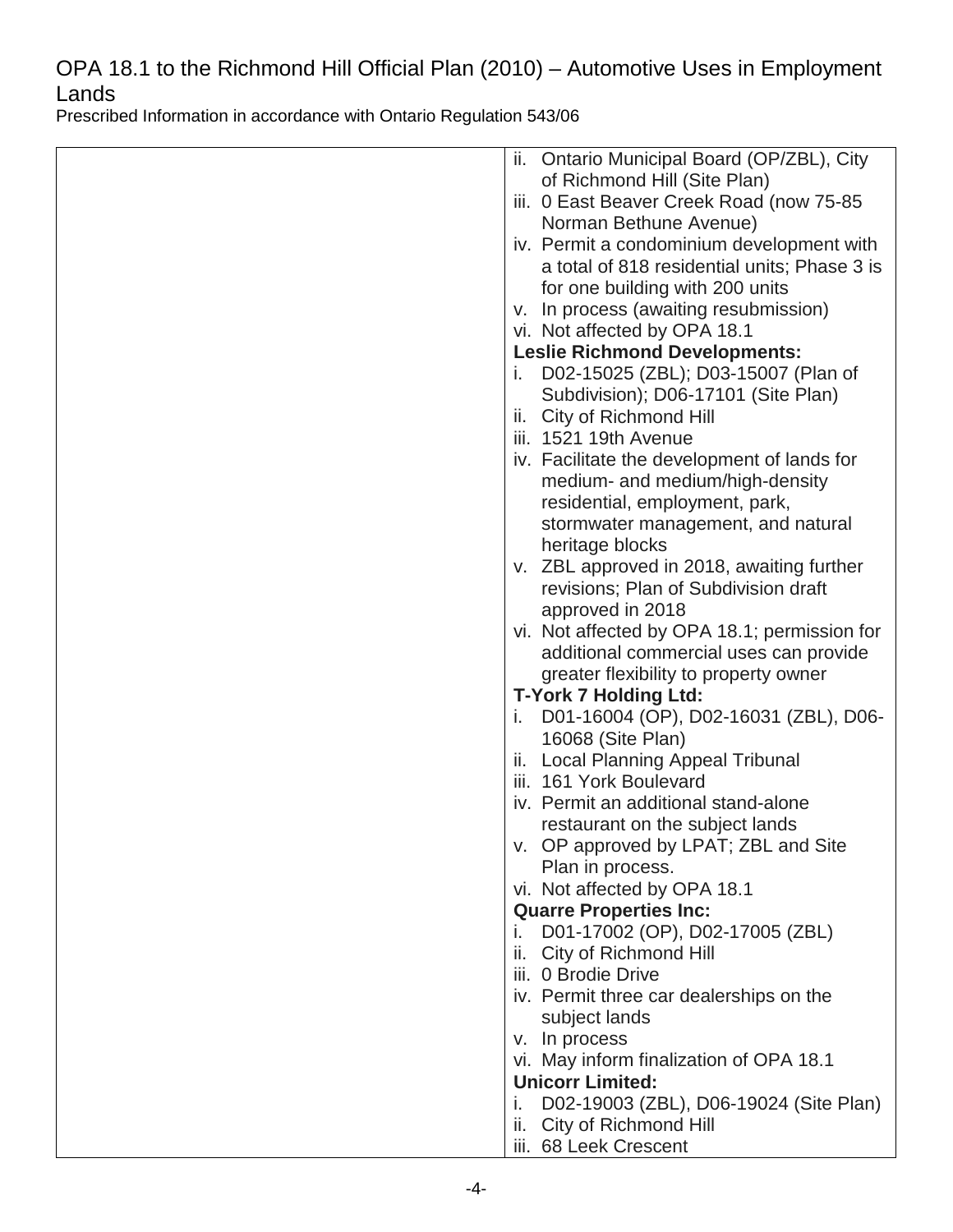# OPA 18.1 to the Richmond Hill Official Plan (2010) – Automotive Uses in Employment Lands

Prescribed Information in accordance with Ontario Regulation 543/06

| | |
|---|---|
| | ii. Ontario Municipal Board (OP/ZBL), City of Richmond Hill (Site Plan)<br>iii. 0 East Beaver Creek Road (now 75-85 Norman Bethune Avenue)<br>iv. Permit a condominium development with a total of 818 residential units; Phase 3 is for one building with 200 units<br>v. In process (awaiting resubmission)<br>vi. Not affected by OPA 18.1<br>**Leslie Richmond Developments:**<br>i. D02-15025 (ZBL); D03-15007 (Plan of Subdivision); D06-17101 (Site Plan)<br>ii. City of Richmond Hill<br>iii. 1521 19th Avenue<br>iv. Facilitate the development of lands for medium- and medium/high-density residential, employment, park, stormwater management, and natural heritage blocks<br>v. ZBL approved in 2018, awaiting further revisions; Plan of Subdivision draft approved in 2018<br>vi. Not affected by OPA 18.1; permission for additional commercial uses can provide greater flexibility to property owner<br>**T-York 7 Holding Ltd:**<br>i. D01-16004 (OP), D02-16031 (ZBL), D06-16068 (Site Plan)<br>ii. Local Planning Appeal Tribunal<br>iii. 161 York Boulevard<br>iv. Permit an additional stand-alone restaurant on the subject lands<br>v. OP approved by LPAT; ZBL and Site Plan in process.<br>vi. Not affected by OPA 18.1<br>**Quarre Properties Inc:**<br>i. D01-17002 (OP), D02-17005 (ZBL)<br>ii. City of Richmond Hill<br>iii. 0 Brodie Drive<br>iv. Permit three car dealerships on the subject lands<br>v. In process<br>vi. May inform finalization of OPA 18.1<br>**Unicorr Limited:**<br>i. D02-19003 (ZBL), D06-19024 (Site Plan)<br>ii. City of Richmond Hill<br>iii. 68 Leek Crescent |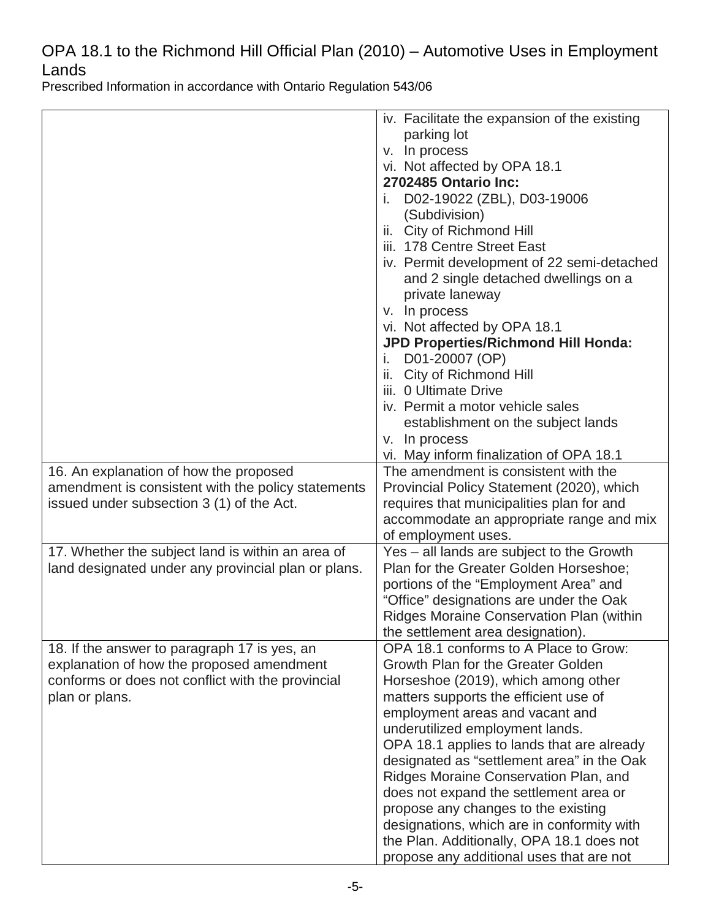# OPA 18.1 to the Richmond Hill Official Plan (2010) – Automotive Uses in Employment Lands

Prescribed Information in accordance with Ontario Regulation 543/06

| | |
|---|---|
| | iv. Facilitate the expansion of the existing parking lot<br>v. In process<br>vi. Not affected by OPA 18.1<br>**2702485 Ontario Inc:**<br>i. D02-19022 (ZBL), D03-19006 (Subdivision)<br>ii. City of Richmond Hill<br>iii. 178 Centre Street East<br>iv. Permit development of 22 semi-detached and 2 single detached dwellings on a private laneway<br>v. In process<br>vi. Not affected by OPA 18.1<br>**JPD Properties/Richmond Hill Honda:**<br>i. D01-20007 (OP)<br>ii. City of Richmond Hill<br>iii. 0 Ultimate Drive<br>iv. Permit a motor vehicle sales establishment on the subject lands<br>v. In process<br>vi. May inform finalization of OPA 18.1 |
| 16. An explanation of how the proposed amendment is consistent with the policy statements issued under subsection 3 (1) of the Act. | The amendment is consistent with the Provincial Policy Statement (2020), which requires that municipalities plan for and accommodate an appropriate range and mix of employment uses. |
| 17. Whether the subject land is within an area of land designated under any provincial plan or plans. | Yes – all lands are subject to the Growth Plan for the Greater Golden Horseshoe; portions of the "Employment Area" and "Office" designations are under the Oak Ridges Moraine Conservation Plan (within the settlement area designation). |
| 18. If the answer to paragraph 17 is yes, an explanation of how the proposed amendment conforms or does not conflict with the provincial plan or plans. | OPA 18.1 conforms to A Place to Grow: Growth Plan for the Greater Golden Horseshoe (2019), which among other matters supports the efficient use of employment areas and vacant and underutilized employment lands.<br>OPA 18.1 applies to lands that are already designated as "settlement area" in the Oak Ridges Moraine Conservation Plan, and does not expand the settlement area or propose any changes to the existing designations, which are in conformity with the Plan. Additionally, OPA 18.1 does not propose any additional uses that are not |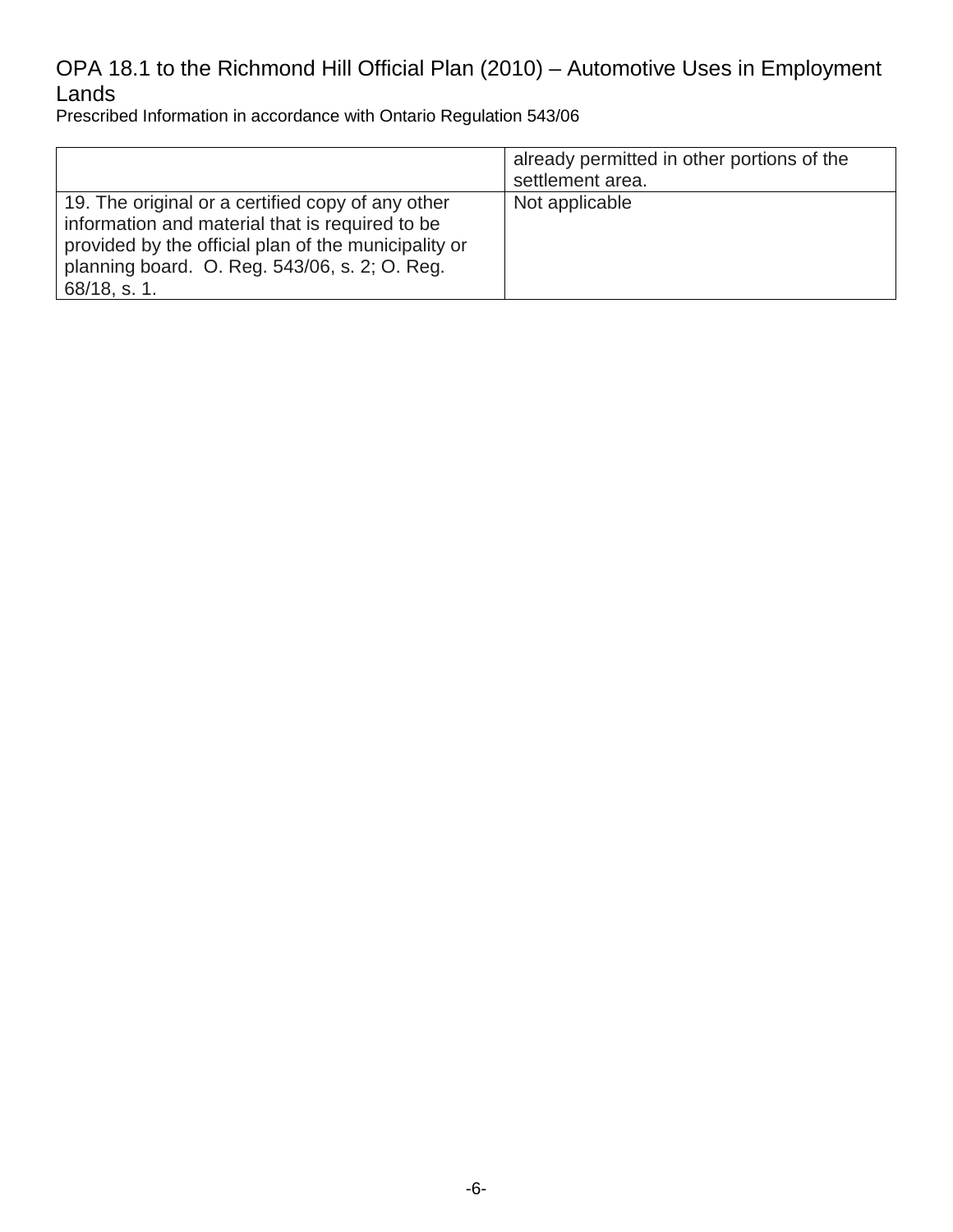| | |
|---|---|
| | already permitted in other portions of the settlement area. |
| 19. The original or a certified copy of any other information and material that is required to be provided by the official plan of the municipality or planning board. O. Reg. 543/06, s. 2; O. Reg. 68/18, s. 1. | Not applicable |